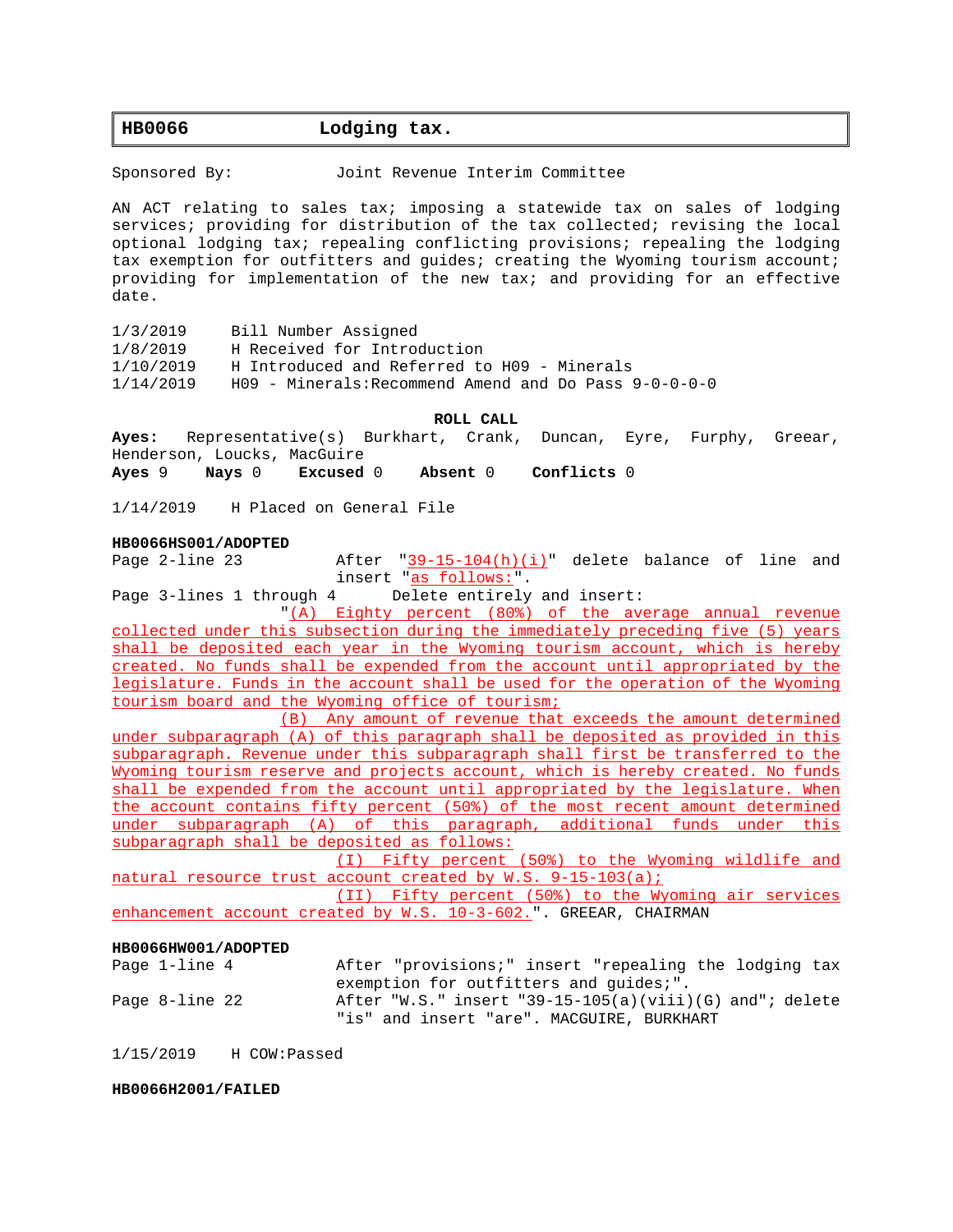# HB0066 Lodging tax.

Sponsored By: Joint Revenue Interim Committee

AN ACT relating to sales tax; imposing a statewide tax on sales of lodging services; providing for distribution of the tax collected; revising the local optional lodging tax; repealing conflicting provisions; repealing the lodging tax exemption for outfitters and guides; creating the Wyoming tourism account; providing for implementation of the new tax; and providing for an effective date.

1/3/2019 Bill Number Assigned
1/8/2019 H Received for Introduction
1/10/2019 H Introduced and Referred to H09 - Minerals
1/14/2019 H09 - Minerals:Recommend Amend and Do Pass 9-0-0-0-0

**ROLL CALL**

**Ayes:** Representative(s) Burkhart, Crank, Duncan, Eyre, Furphy, Greear, Henderson, Loucks, MacGuire

**Ayes** 9 **Nays** 0 **Excused** 0 **Absent** 0 **Conflicts** 0

1/14/2019 H Placed on General File

**HB0066HS001/ADOPTED**

Page 2-line 23 After "39-15-104(h)(i)" delete balance of line and insert "as follows:".

Page 3-lines 1 through 4 Delete entirely and insert:

"(A) Eighty percent (80%) of the average annual revenue collected under this subsection during the immediately preceding five (5) years shall be deposited each year in the Wyoming tourism account, which is hereby created. No funds shall be expended from the account until appropriated by the legislature. Funds in the account shall be used for the operation of the Wyoming tourism board and the Wyoming office of tourism;

(B) Any amount of revenue that exceeds the amount determined under subparagraph (A) of this paragraph shall be deposited as provided in this subparagraph. Revenue under this subparagraph shall first be transferred to the Wyoming tourism reserve and projects account, which is hereby created. No funds shall be expended from the account until appropriated by the legislature. When the account contains fifty percent (50%) of the most recent amount determined under subparagraph (A) of this paragraph, additional funds under this subparagraph shall be deposited as follows:

(I) Fifty percent (50%) to the Wyoming wildlife and natural resource trust account created by W.S. 9-15-103(a);

(II) Fifty percent (50%) to the Wyoming air services enhancement account created by W.S. 10-3-602.". GREEAR, CHAIRMAN

**HB0066HW001/ADOPTED**

Page 1-line 4 After "provisions;" insert "repealing the lodging tax exemption for outfitters and guides;".

Page 8-line 22 After "W.S." insert "39-15-105(a)(viii)(G) and"; delete "is" and insert "are". MACGUIRE, BURKHART

1/15/2019 H COW:Passed

**HB0066H2001/FAILED**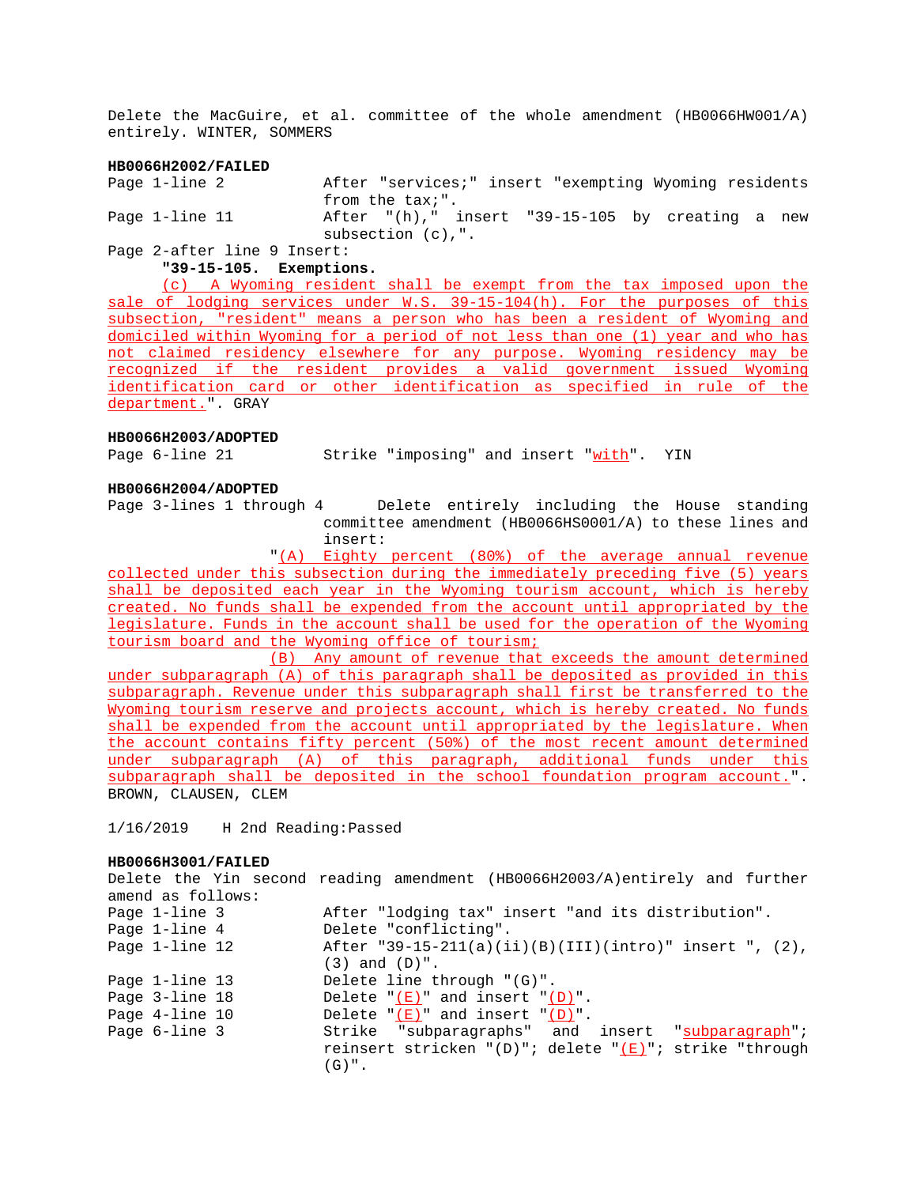Delete the MacGuire, et al. committee of the whole amendment (HB0066HW001/A) entirely. WINTER, SOMMERS

**HB0066H2002/FAILED**

Page 1-line 2 After "services;" insert "exempting Wyoming residents from the tax;".

Page 1-line 11 After "(h)," insert "39-15-105 by creating a new subsection (c),".

Page 2-after line 9 Insert:

**"39-15-105. Exemptions.**

(c) A Wyoming resident shall be exempt from the tax imposed upon the sale of lodging services under W.S. 39-15-104(h). For the purposes of this subsection, "resident" means a person who has been a resident of Wyoming and domiciled within Wyoming for a period of not less than one (1) year and who has not claimed residency elsewhere for any purpose. Wyoming residency may be recognized if the resident provides a valid government issued Wyoming identification card or other identification as specified in rule of the department.". GRAY

**HB0066H2003/ADOPTED**

Page 6-line 21 Strike "imposing" and insert "with". YIN

**HB0066H2004/ADOPTED**

Page 3-lines 1 through 4 Delete entirely including the House standing committee amendment (HB0066HS0001/A) to these lines and insert:

"(A) Eighty percent (80%) of the average annual revenue collected under this subsection during the immediately preceding five (5) years shall be deposited each year in the Wyoming tourism account, which is hereby created. No funds shall be expended from the account until appropriated by the legislature. Funds in the account shall be used for the operation of the Wyoming tourism board and the Wyoming office of tourism;

(B) Any amount of revenue that exceeds the amount determined under subparagraph (A) of this paragraph shall be deposited as provided in this subparagraph. Revenue under this subparagraph shall first be transferred to the Wyoming tourism reserve and projects account, which is hereby created. No funds shall be expended from the account until appropriated by the legislature. When the account contains fifty percent (50%) of the most recent amount determined under subparagraph (A) of this paragraph, additional funds under this subparagraph shall be deposited in the school foundation program account.". BROWN, CLAUSEN, CLEM

1/16/2019 H 2nd Reading:Passed

**HB0066H3001/FAILED**

Delete the Yin second reading amendment (HB0066H2003/A)entirely and further amend as follows:

Page 1-line 3 After "lodging tax" insert "and its distribution".

Page 1-line 4 Delete "conflicting".

Page 1-line 12 After "39-15-211(a)(ii)(B)(III)(intro)" insert ", (2), (3) and (D)".

Page 1-line 13 Delete line through "(G)".

Page 3-line 18 Delete "(E)" and insert "(D)".

Page 4-line 10 Delete "(E)" and insert "(D)".

Page 6-line 3 Strike "subparagraphs" and insert "subparagraph"; reinsert stricken "(D)"; delete "(E)"; strike "through (G)".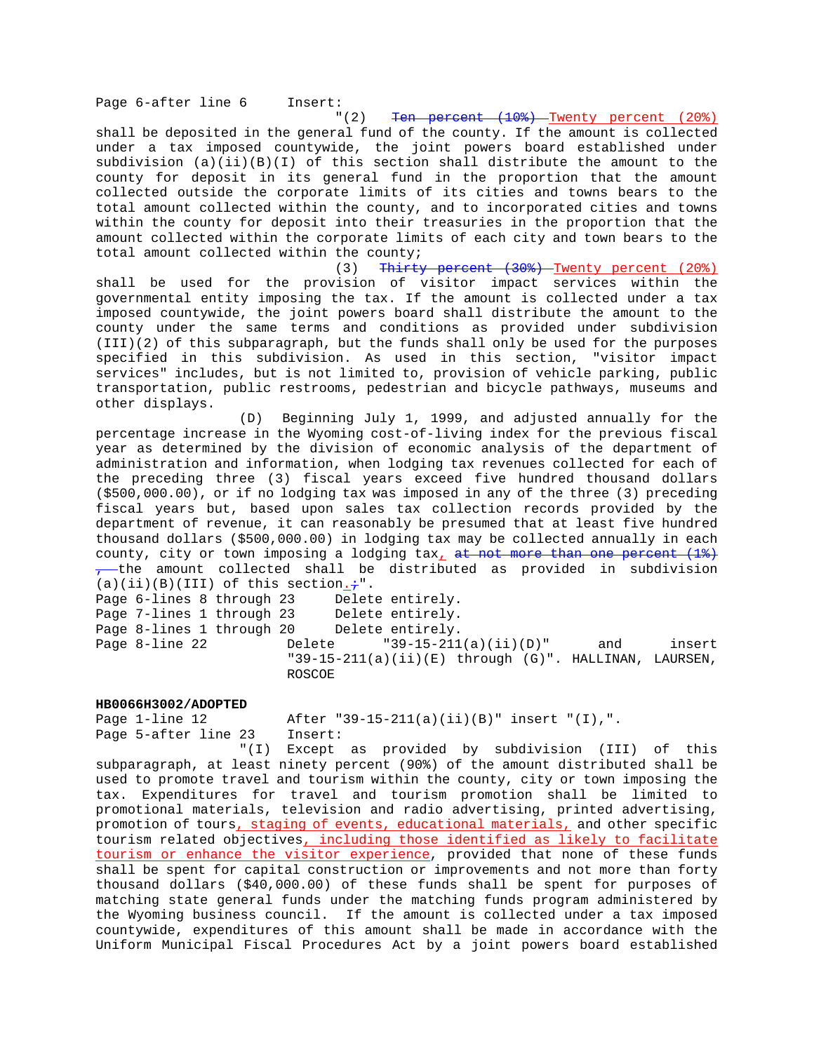Page 6-after line 6 Insert:

"(2) ~~Ten percent (10%)~~ Twenty percent (20%) shall be deposited in the general fund of the county. If the amount is collected under a tax imposed countywide, the joint powers board established under subdivision (a)(ii)(B)(I) of this section shall distribute the amount to the county for deposit in its general fund in the proportion that the amount collected outside the corporate limits of its cities and towns bears to the total amount collected within the county, and to incorporated cities and towns within the county for deposit into their treasuries in the proportion that the amount collected within the corporate limits of each city and town bears to the total amount collected within the county;

(3) ~~Thirty percent (30%)~~ Twenty percent (20%) shall be used for the provision of visitor impact services within the governmental entity imposing the tax. If the amount is collected under a tax imposed countywide, the joint powers board shall distribute the amount to the county under the same terms and conditions as provided under subdivision (III)(2) of this subparagraph, but the funds shall only be used for the purposes specified in this subdivision. As used in this section, "visitor impact services" includes, but is not limited to, provision of vehicle parking, public transportation, public restrooms, pedestrian and bicycle pathways, museums and other displays.

(D) Beginning July 1, 1999, and adjusted annually for the percentage increase in the Wyoming cost-of-living index for the previous fiscal year as determined by the division of economic analysis of the department of administration and information, when lodging tax revenues collected for each of the preceding three (3) fiscal years exceed five hundred thousand dollars ($500,000.00), or if no lodging tax was imposed in any of the three (3) preceding fiscal years but, based upon sales tax collection records provided by the department of revenue, it can reasonably be presumed that at least five hundred thousand dollars ($500,000.00) in lodging tax may be collected annually in each county, city or town imposing a lodging tax, ~~at not more than one percent (1%),~~ the amount collected shall be distributed as provided in subdivision (a)(ii)(B)(III) of this section.~~;~~".

Page 6-lines 8 through 23 Delete entirely.

Page 7-lines 1 through 23 Delete entirely.

Page 8-lines 1 through 20 Delete entirely.

Page 8-line 22 Delete "39-15-211(a)(ii)(D)" and insert "39-15-211(a)(ii)(E) through (G)". HALLINAN, LAURSEN, ROSCOE

**HB0066H3002/ADOPTED**

Page 1-line 12 After "39-15-211(a)(ii)(B)" insert "(I),".

Page 5-after line 23 Insert:

"(I) Except as provided by subdivision (III) of this subparagraph, at least ninety percent (90%) of the amount distributed shall be used to promote travel and tourism within the county, city or town imposing the tax. Expenditures for travel and tourism promotion shall be limited to promotional materials, television and radio advertising, printed advertising, promotion of tours, staging of events, educational materials, and other specific tourism related objectives, including those identified as likely to facilitate tourism or enhance the visitor experience, provided that none of these funds shall be spent for capital construction or improvements and not more than forty thousand dollars ($40,000.00) of these funds shall be spent for purposes of matching state general funds under the matching funds program administered by the Wyoming business council. If the amount is collected under a tax imposed countywide, expenditures of this amount shall be made in accordance with the Uniform Municipal Fiscal Procedures Act by a joint powers board established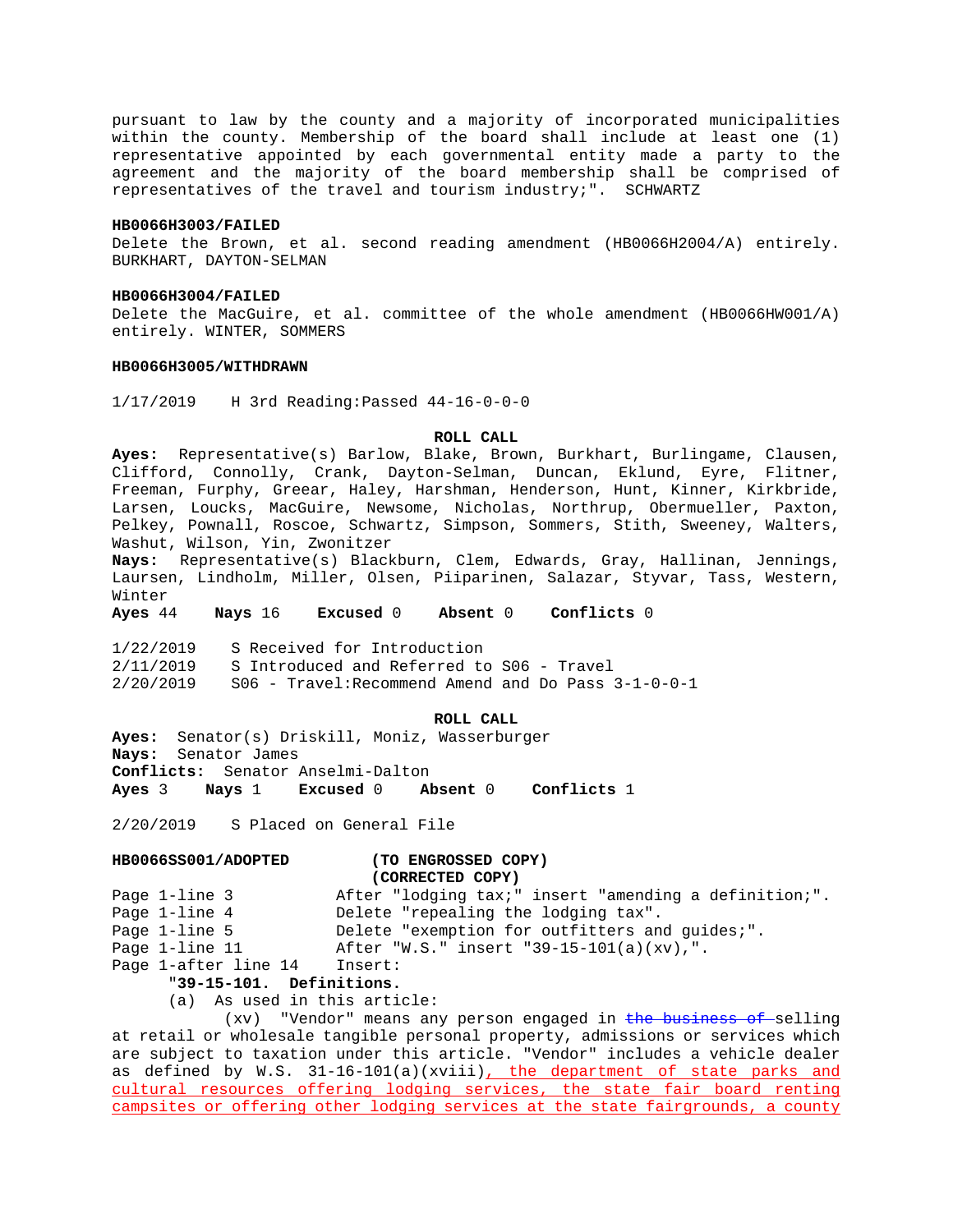pursuant to law by the county and a majority of incorporated municipalities within the county. Membership of the board shall include at least one (1) representative appointed by each governmental entity made a party to the agreement and the majority of the board membership shall be comprised of representatives of the travel and tourism industry;". SCHWARTZ

**HB0066H3003/FAILED**

Delete the Brown, et al. second reading amendment (HB0066H2004/A) entirely. BURKHART, DAYTON-SELMAN

**HB0066H3004/FAILED**

Delete the MacGuire, et al. committee of the whole amendment (HB0066HW001/A) entirely. WINTER, SOMMERS

**HB0066H3005/WITHDRAWN**

1/17/2019 H 3rd Reading:Passed 44-16-0-0-0

**ROLL CALL**

**Ayes:** Representative(s) Barlow, Blake, Brown, Burkhart, Burlingame, Clausen, Clifford, Connolly, Crank, Dayton-Selman, Duncan, Eklund, Eyre, Flitner, Freeman, Furphy, Greear, Haley, Harshman, Henderson, Hunt, Kinner, Kirkbride, Larsen, Loucks, MacGuire, Newsome, Nicholas, Northrup, Obermueller, Paxton, Pelkey, Pownall, Roscoe, Schwartz, Simpson, Sommers, Stith, Sweeney, Walters, Washut, Wilson, Yin, Zwonitzer

**Nays:** Representative(s) Blackburn, Clem, Edwards, Gray, Hallinan, Jennings, Laursen, Lindholm, Miller, Olsen, Piiparinen, Salazar, Styvar, Tass, Western, Winter

**Ayes** 44 **Nays** 16 **Excused** 0 **Absent** 0 **Conflicts** 0

1/22/2019 S Received for Introduction
2/11/2019 S Introduced and Referred to S06 - Travel
2/20/2019 S06 - Travel:Recommend Amend and Do Pass 3-1-0-0-1

**ROLL CALL**

**Ayes:** Senator(s) Driskill, Moniz, Wasserburger
**Nays:** Senator James
**Conflicts:** Senator Anselmi-Dalton
**Ayes** 3 **Nays** 1 **Excused** 0 **Absent** 0 **Conflicts** 1

2/20/2019 S Placed on General File

**HB0066SS001/ADOPTED** **(TO ENGROSSED COPY)**
**(CORRECTED COPY)**

Page 1-line 3 After "lodging tax;" insert "amending a definition;".
Page 1-line 4 Delete "repealing the lodging tax".
Page 1-line 5 Delete "exemption for outfitters and guides;".
Page 1-line 11 After "W.S." insert "39-15-101(a)(xv),".
Page 1-after line 14 Insert:

"**39-15-101. Definitions.**

(a) As used in this article:

(xv) "Vendor" means any person engaged in ~~the business of~~ selling at retail or wholesale tangible personal property, admissions or services which are subject to taxation under this article. "Vendor" includes a vehicle dealer as defined by W.S. 31-16-101(a)(xviii)<u>, the department of state parks and cultural resources offering lodging services, the state fair board renting campsites or offering other lodging services at the state fairgrounds, a county</u>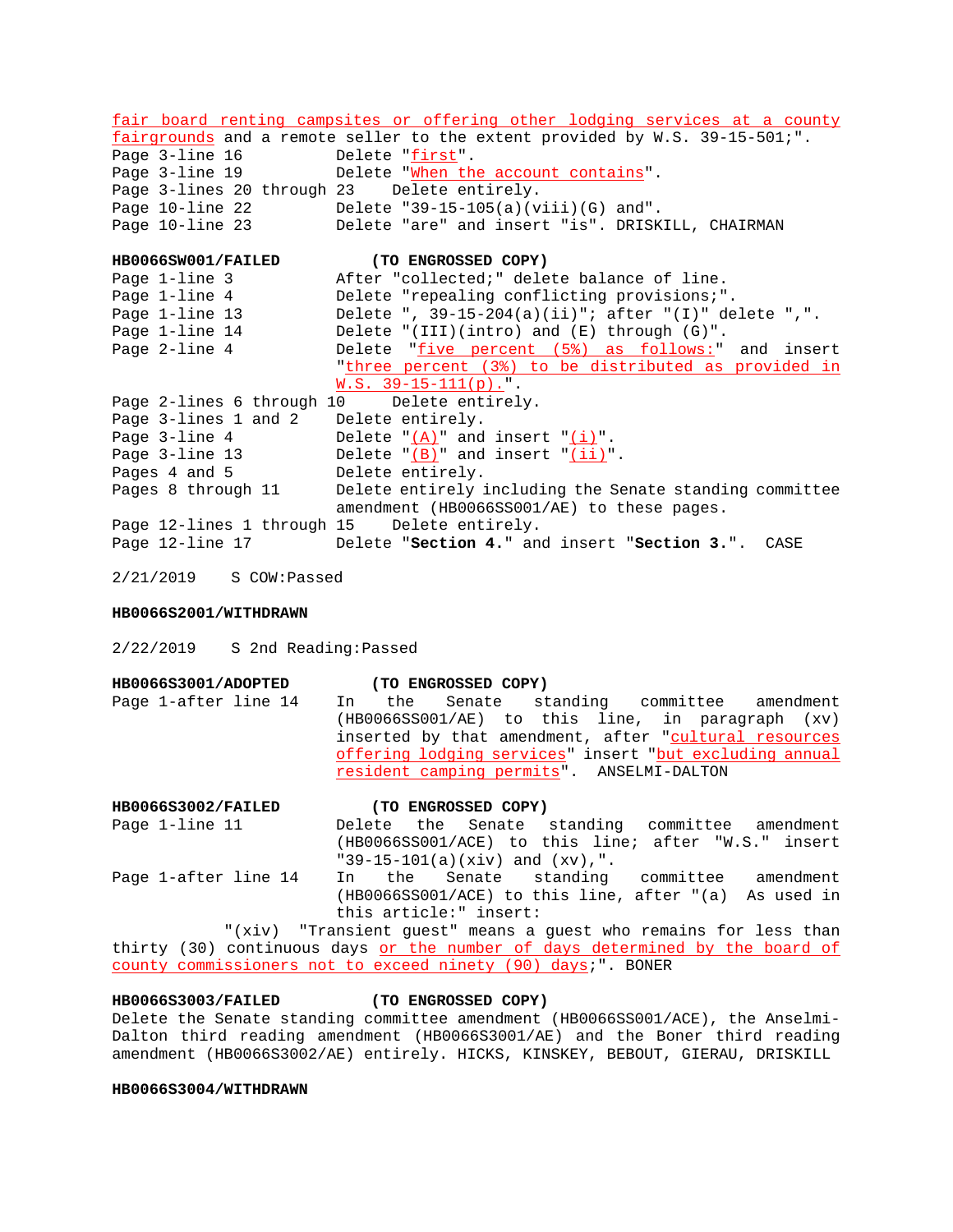fair board renting campsites or offering other lodging services at a county fairgrounds and a remote seller to the extent provided by W.S. 39-15-501;".

Page 3-line 16 Delete "first".

Page 3-line 19 Delete "When the account contains".

Page 3-lines 20 through 23 Delete entirely.

Page 10-line 22 Delete "39-15-105(a)(viii)(G) and".

Page 10-line 23 Delete "are" and insert "is". DRISKILL, CHAIRMAN

**HB0066SW001/FAILED (TO ENGROSSED COPY)**

Page 1-line 3 After "collected;" delete balance of line.

Page 1-line 4 Delete "repealing conflicting provisions;".

Page 1-line 13 Delete ", 39-15-204(a)(ii)"; after "(I)" delete ",".

Page 1-line 14 Delete "(III)(intro) and (E) through (G)".

Page 2-line 4 Delete "five percent (5%) as follows:" and insert "three percent (3%) to be distributed as provided in W.S. 39-15-111(p).".

Page 2-lines 6 through 10 Delete entirely.

Page 3-lines 1 and 2 Delete entirely.

Page 3-line 4 Delete "(A)" and insert "(i)".

Page 3-line 13 Delete "(B)" and insert "(ii)".

Pages 4 and 5 Delete entirely.

Pages 8 through 11 Delete entirely including the Senate standing committee amendment (HB0066SS001/AE) to these pages.

Page 12-lines 1 through 15 Delete entirely.

Page 12-line 17 Delete "**Section 4.**" and insert "**Section 3.**". CASE

2/21/2019 S COW:Passed

**HB0066S2001/WITHDRAWN**

2/22/2019 S 2nd Reading:Passed

**HB0066S3001/ADOPTED (TO ENGROSSED COPY)**

Page 1-after line 14 In the Senate standing committee amendment (HB0066SS001/AE) to this line, in paragraph (xv) inserted by that amendment, after "cultural resources offering lodging services" insert "but excluding annual resident camping permits". ANSELMI-DALTON

**HB0066S3002/FAILED (TO ENGROSSED COPY)**

Page 1-line 11 Delete the Senate standing committee amendment (HB0066SS001/ACE) to this line; after "W.S." insert "39-15-101(a)(xiv) and (xv),".

Page 1-after line 14 In the Senate standing committee amendment (HB0066SS001/ACE) to this line, after "(a) As used in this article:" insert:

"(xiv) "Transient guest" means a guest who remains for less than thirty (30) continuous days or the number of days determined by the board of county commissioners not to exceed ninety (90) days;". BONER

**HB0066S3003/FAILED (TO ENGROSSED COPY)**

Delete the Senate standing committee amendment (HB0066SS001/ACE), the Anselmi-Dalton third reading amendment (HB0066S3001/AE) and the Boner third reading amendment (HB0066S3002/AE) entirely. HICKS, KINSKEY, BEBOUT, GIERAU, DRISKILL

**HB0066S3004/WITHDRAWN**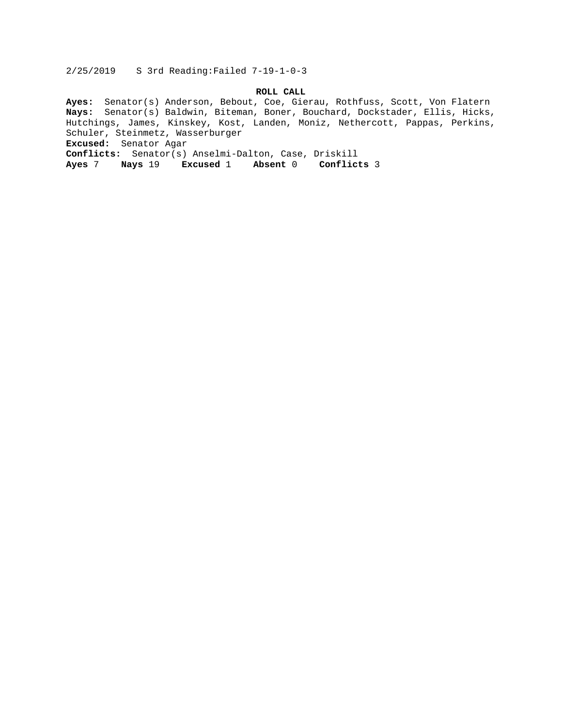2/25/2019 S 3rd Reading:Failed 7-19-1-0-3

**ROLL CALL**

**Ayes:** Senator(s) Anderson, Bebout, Coe, Gierau, Rothfuss, Scott, Von Flatern
**Nays:** Senator(s) Baldwin, Biteman, Boner, Bouchard, Dockstader, Ellis, Hicks, Hutchings, James, Kinskey, Kost, Landen, Moniz, Nethercott, Pappas, Perkins, Schuler, Steinmetz, Wasserburger
**Excused:** Senator Agar
**Conflicts:** Senator(s) Anselmi-Dalton, Case, Driskill
**Ayes** 7 **Nays** 19 **Excused** 1 **Absent** 0 **Conflicts** 3